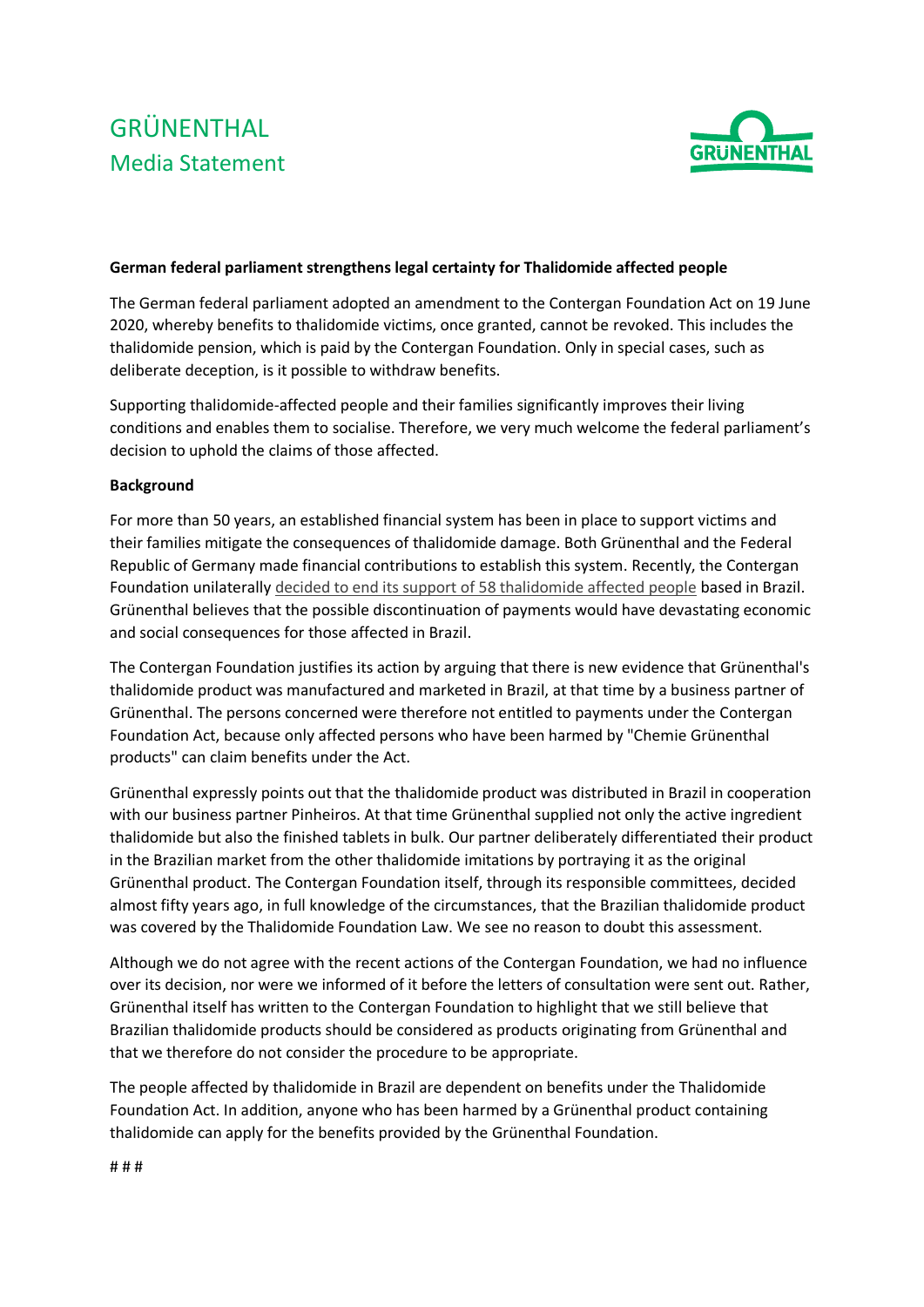# GRÜNENTHAL
## Media Statement

**German federal parliament strengthens legal certainty for Thalidomide affected people**

The German federal parliament adopted an amendment to the Contergan Foundation Act on 19 June 2020, whereby benefits to thalidomide victims, once granted, cannot be revoked. This includes the thalidomide pension, which is paid by the Contergan Foundation. Only in special cases, such as deliberate deception, is it possible to withdraw benefits.

Supporting thalidomide-affected people and their families significantly improves their living conditions and enables them to socialise. Therefore, we very much welcome the federal parliament's decision to uphold the claims of those affected.

**Background**

For more than 50 years, an established financial system has been in place to support victims and their families mitigate the consequences of thalidomide damage. Both Grünenthal and the Federal Republic of Germany made financial contributions to establish this system. Recently, the Contergan Foundation unilaterally decided to end its support of 58 thalidomide affected people based in Brazil. Grünenthal believes that the possible discontinuation of payments would have devastating economic and social consequences for those affected in Brazil.

The Contergan Foundation justifies its action by arguing that there is new evidence that Grünenthal's thalidomide product was manufactured and marketed in Brazil, at that time by a business partner of Grünenthal. The persons concerned were therefore not entitled to payments under the Contergan Foundation Act, because only affected persons who have been harmed by "Chemie Grünenthal products" can claim benefits under the Act.

Grünenthal expressly points out that the thalidomide product was distributed in Brazil in cooperation with our business partner Pinheiros. At that time Grünenthal supplied not only the active ingredient thalidomide but also the finished tablets in bulk. Our partner deliberately differentiated their product in the Brazilian market from the other thalidomide imitations by portraying it as the original Grünenthal product. The Contergan Foundation itself, through its responsible committees, decided almost fifty years ago, in full knowledge of the circumstances, that the Brazilian thalidomide product was covered by the Thalidomide Foundation Law. We see no reason to doubt this assessment.

Although we do not agree with the recent actions of the Contergan Foundation, we had no influence over its decision, nor were we informed of it before the letters of consultation were sent out. Rather, Grünenthal itself has written to the Contergan Foundation to highlight that we still believe that Brazilian thalidomide products should be considered as products originating from Grünenthal and that we therefore do not consider the procedure to be appropriate.

The people affected by thalidomide in Brazil are dependent on benefits under the Thalidomide Foundation Act. In addition, anyone who has been harmed by a Grünenthal product containing thalidomide can apply for the benefits provided by the Grünenthal Foundation.

# # #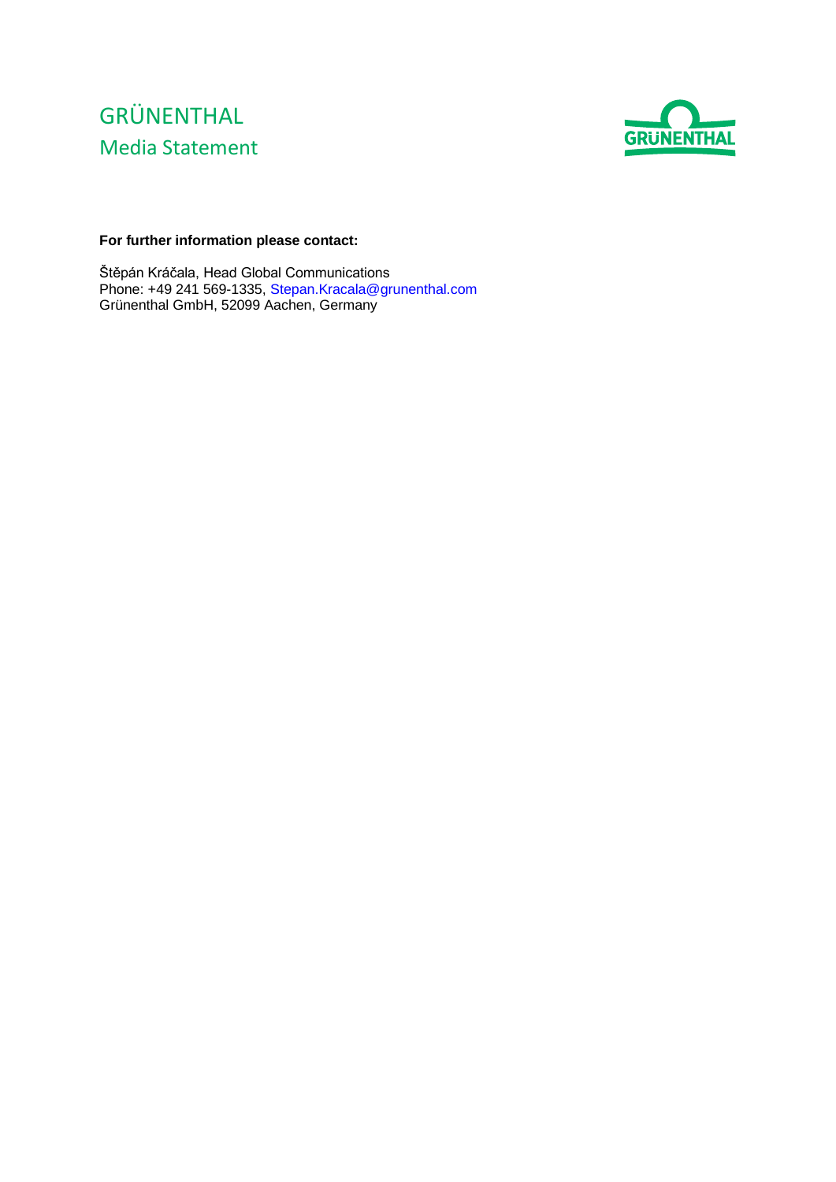GRÜNENTHAL
Media Statement

**For further information please contact:**

Štěpán Kráčala, Head Global Communications
Phone: +49 241 569-1335, Stepan.Kracala@grunenthal.com
Grünenthal GmbH, 52099 Aachen, Germany